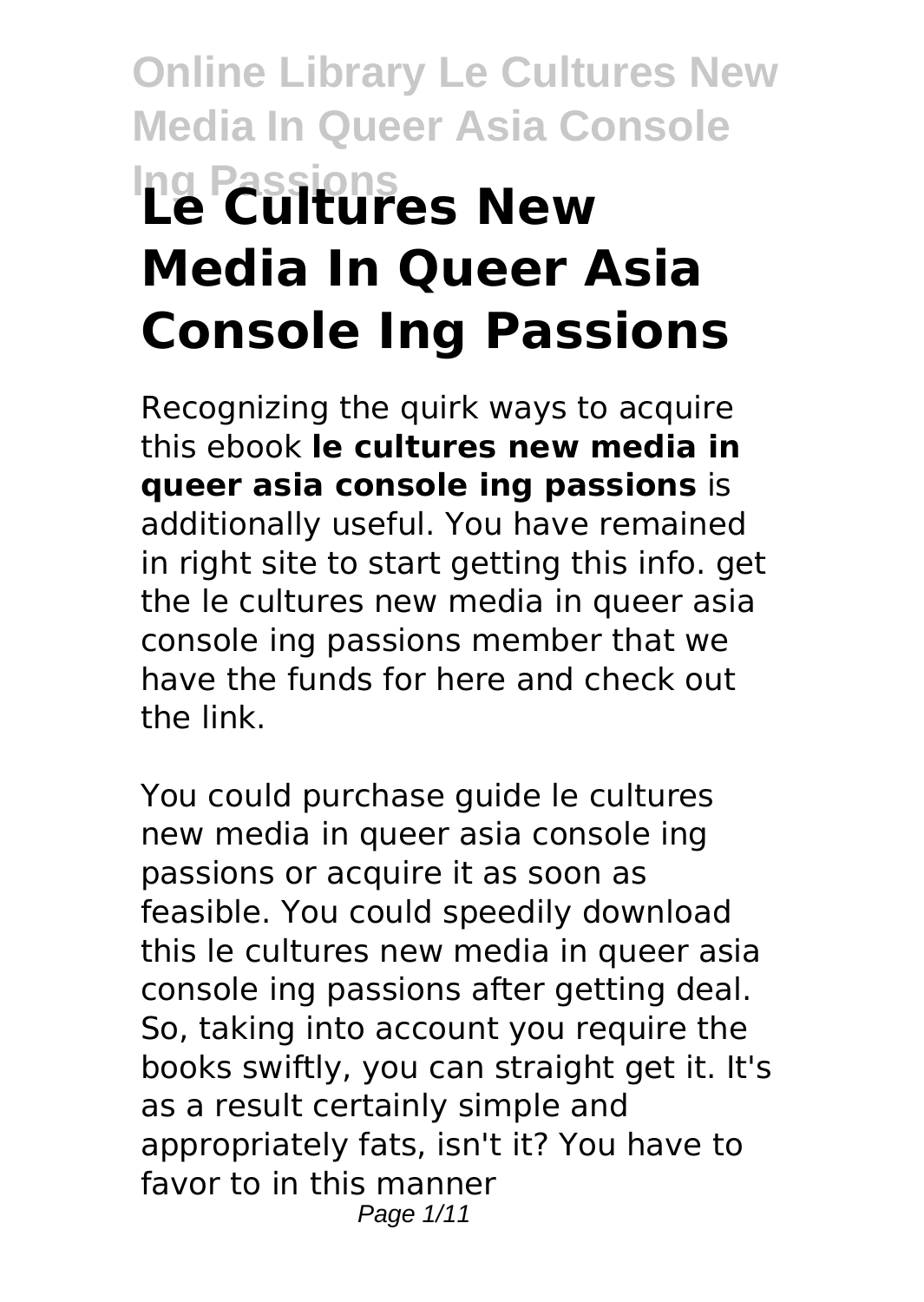# Le Cultures New Media In Queer Asia Console Ing Passions

Recognizing the quirk ways to acquire this ebook **le cultures new media in queer asia console ing passions** is additionally useful. You have remained in right site to start getting this info. get the le cultures new media in queer asia console ing passions member that we have the funds for here and check out the link.

You could purchase guide le cultures new media in queer asia console ing passions or acquire it as soon as feasible. You could speedily download this le cultures new media in queer asia console ing passions after getting deal. So, taking into account you require the books swiftly, you can straight get it. It's as a result certainly simple and appropriately fats, isn't it? You have to favor to in this manner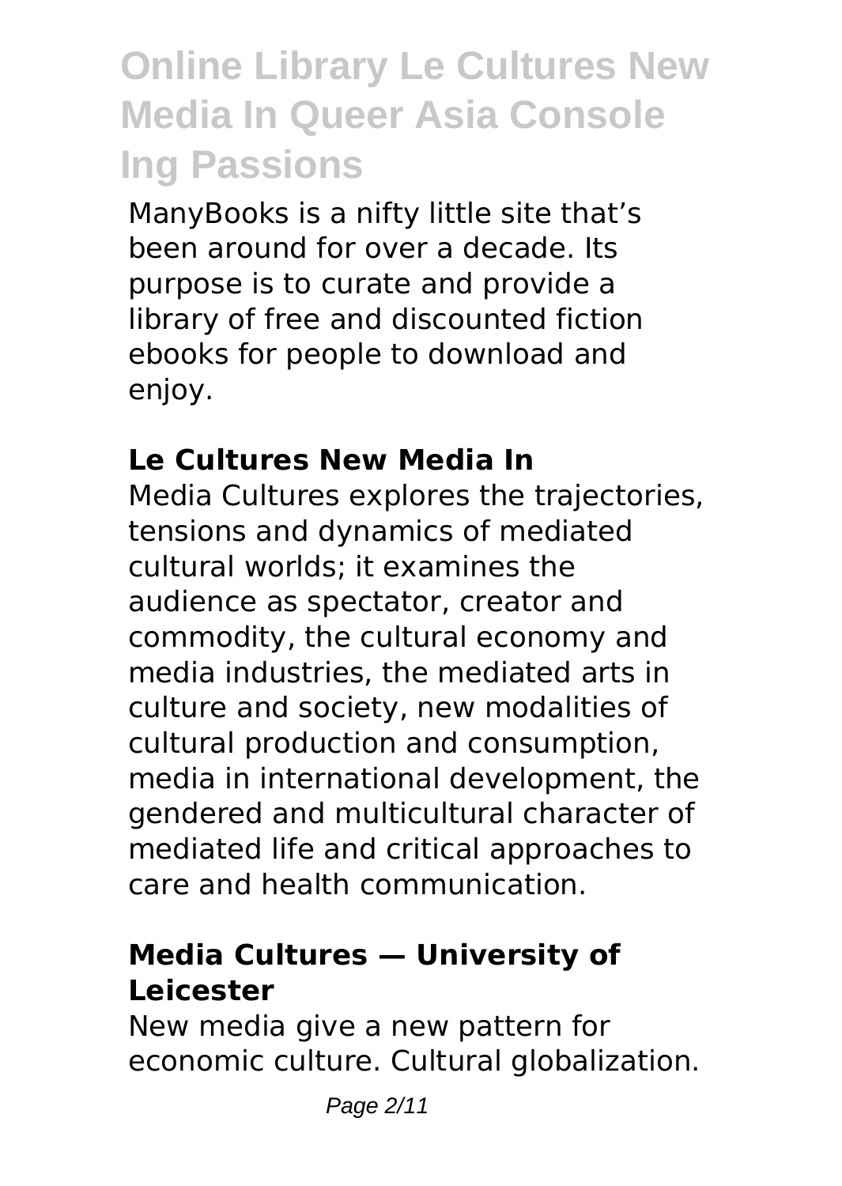# Online Library Le Cultures New Media In Queer Asia Console Ing Passions

ManyBooks is a nifty little site that's been around for over a decade. Its purpose is to curate and provide a library of free and discounted fiction ebooks for people to download and enjoy.

## Le Cultures New Media In

Media Cultures explores the trajectories, tensions and dynamics of mediated cultural worlds; it examines the audience as spectator, creator and commodity, the cultural economy and media industries, the mediated arts in culture and society, new modalities of cultural production and consumption, media in international development, the gendered and multicultural character of mediated life and critical approaches to care and health communication.

## Media Cultures — University of Leicester

New media give a new pattern for economic culture. Cultural globalization.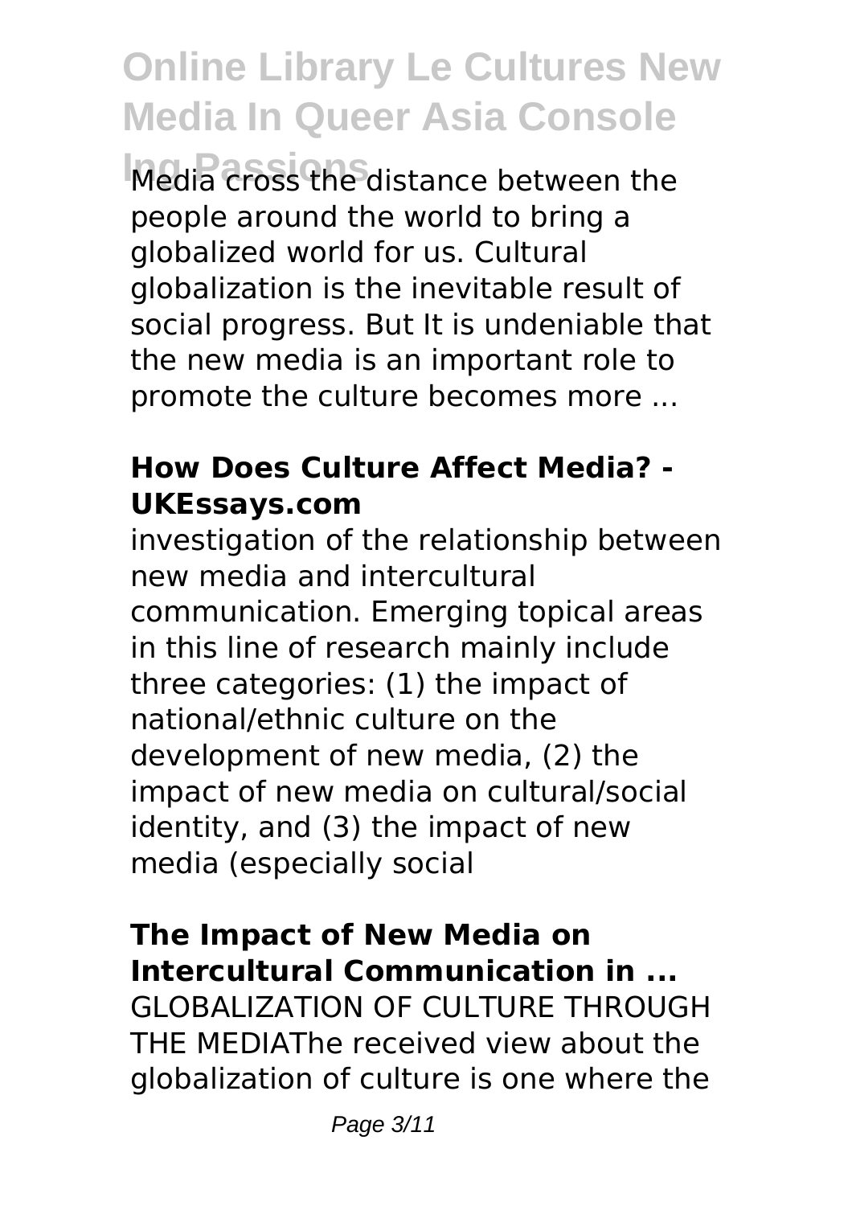Media cross the distance between the people around the world to bring a globalized world for us. Cultural globalization is the inevitable result of social progress. But It is undeniable that the new media is an important role to promote the culture becomes more ...

### How Does Culture Affect Media? - UKEssays.com

investigation of the relationship between new media and intercultural communication. Emerging topical areas in this line of research mainly include three categories: (1) the impact of national/ethnic culture on the development of new media, (2) the impact of new media on cultural/social identity, and (3) the impact of new media (especially social

### The Impact of New Media on Intercultural Communication in ...

GLOBALIZATION OF CULTURE THROUGH THE MEDIAThe received view about the globalization of culture is one where the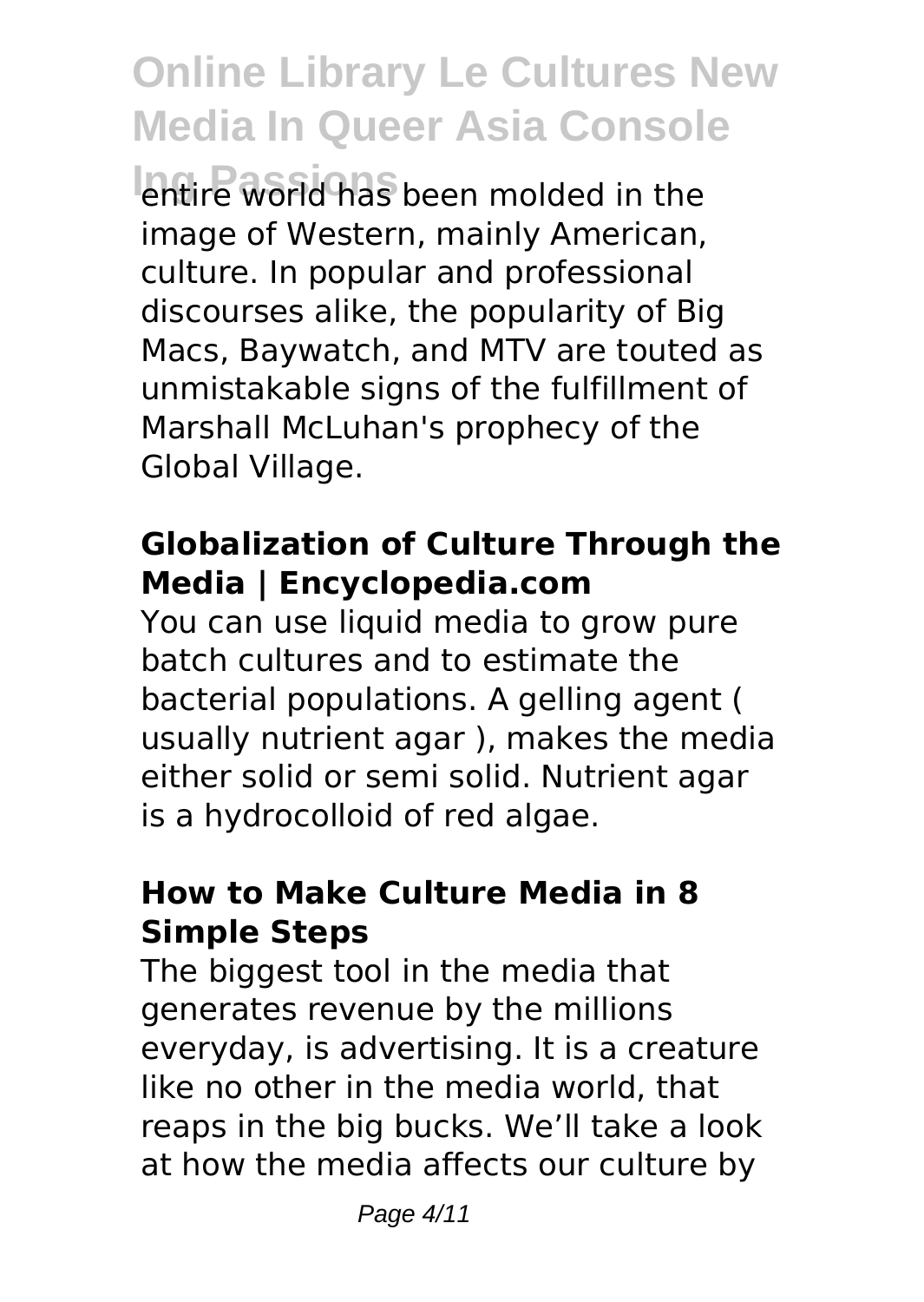entire world has been molded in the image of Western, mainly American, culture. In popular and professional discourses alike, the popularity of Big Macs, Baywatch, and MTV are touted as unmistakable signs of the fulfillment of Marshall McLuhan's prophecy of the Global Village.

### Globalization of Culture Through the Media | Encyclopedia.com

You can use liquid media to grow pure batch cultures and to estimate the bacterial populations. A gelling agent ( usually nutrient agar ), makes the media either solid or semi solid. Nutrient agar is a hydrocolloid of red algae.

### How to Make Culture Media in 8 Simple Steps

The biggest tool in the media that generates revenue by the millions everyday, is advertising. It is a creature like no other in the media world, that reaps in the big bucks. We'll take a look at how the media affects our culture by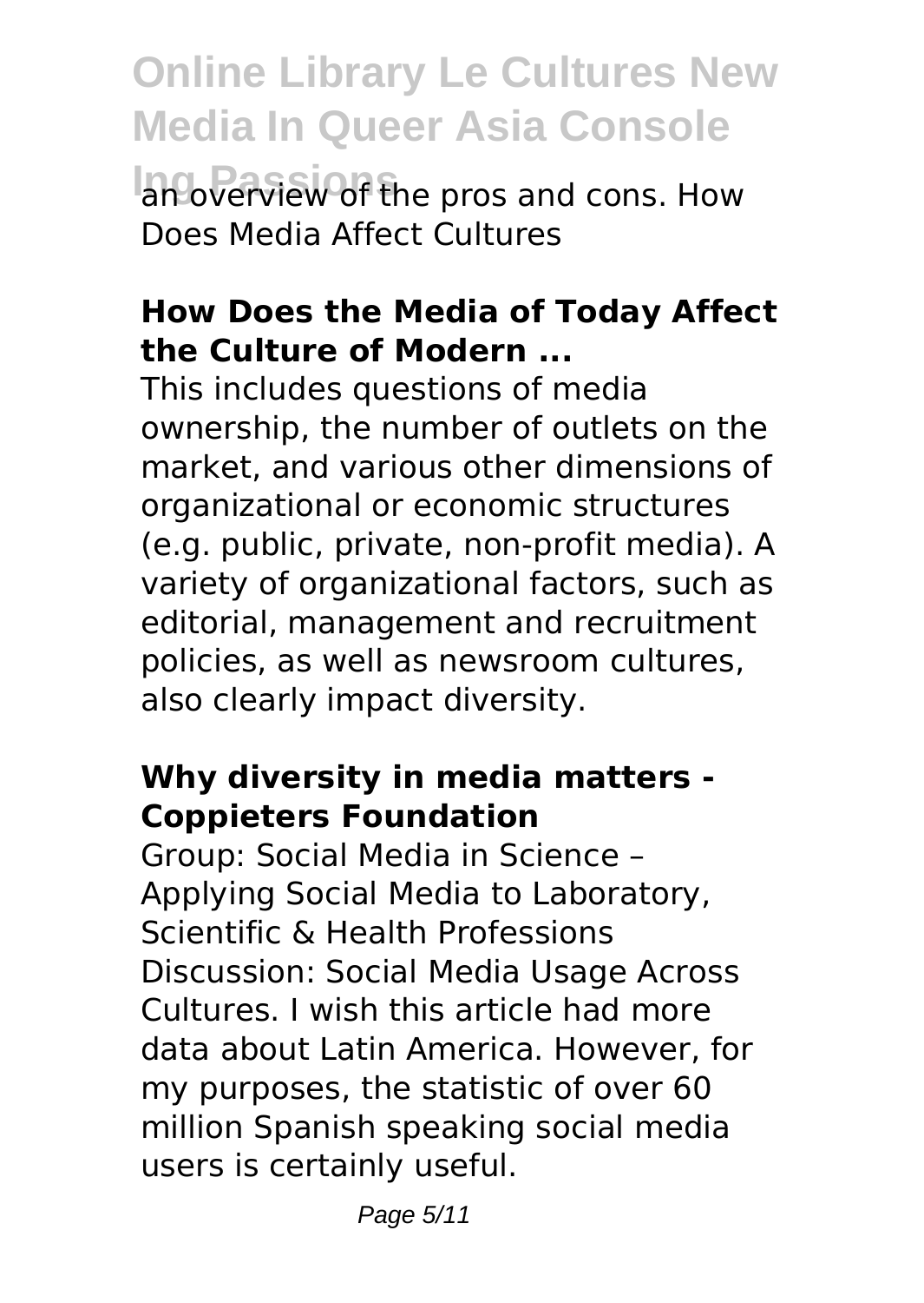an overview of the pros and cons. How Does Media Affect Cultures

### How Does the Media of Today Affect the Culture of Modern ...

This includes questions of media ownership, the number of outlets on the market, and various other dimensions of organizational or economic structures (e.g. public, private, non-profit media). A variety of organizational factors, such as editorial, management and recruitment policies, as well as newsroom cultures, also clearly impact diversity.

### Why diversity in media matters - Coppieters Foundation

Group: Social Media in Science – Applying Social Media to Laboratory, Scientific & Health Professions Discussion: Social Media Usage Across Cultures. I wish this article had more data about Latin America. However, for my purposes, the statistic of over 60 million Spanish speaking social media users is certainly useful.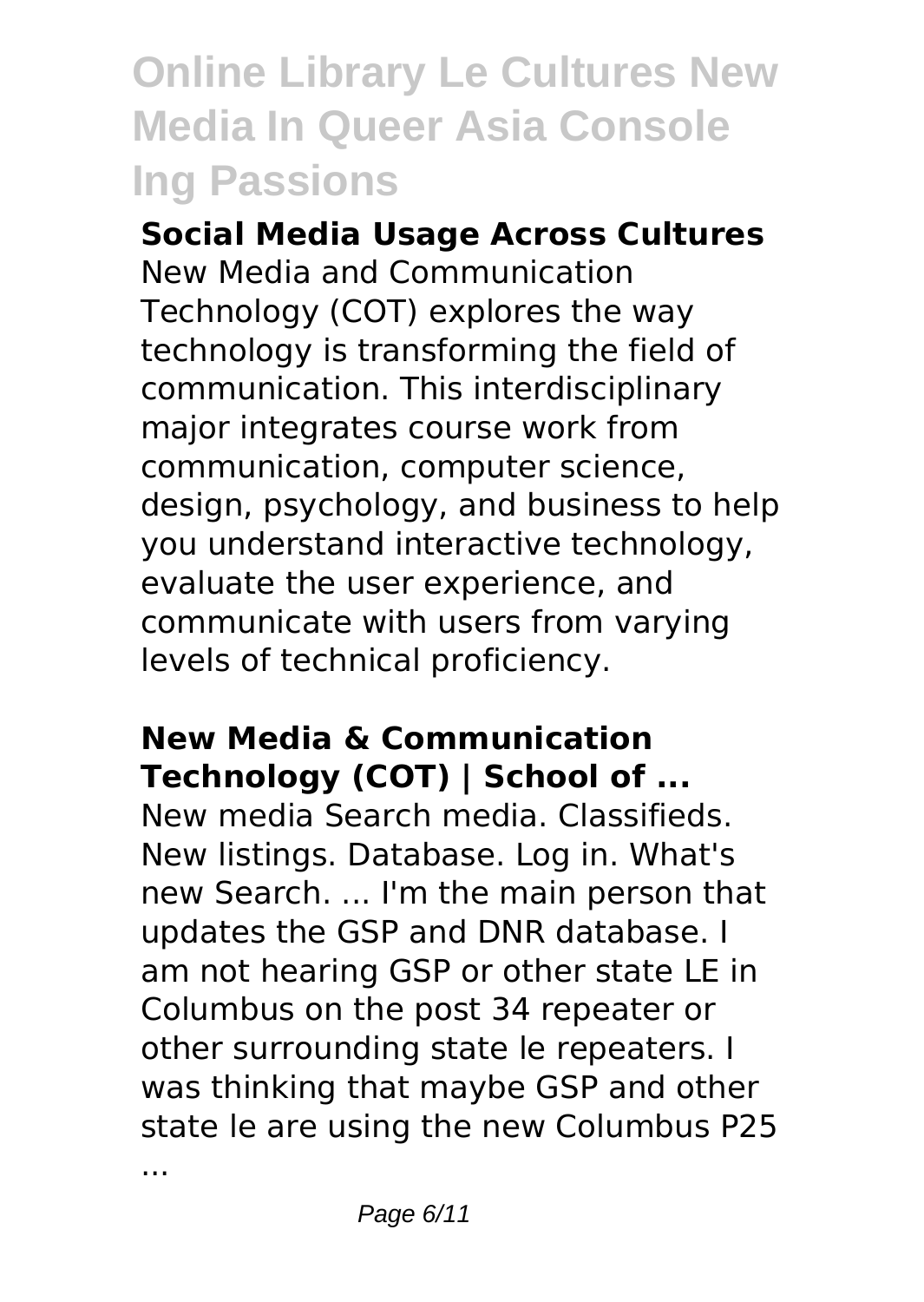# Online Library Le Cultures New Media In Queer Asia Console Ing Passions

**Social Media Usage Across Cultures**

New Media and Communication Technology (COT) explores the way technology is transforming the field of communication. This interdisciplinary major integrates course work from communication, computer science, design, psychology, and business to help you understand interactive technology, evaluate the user experience, and communicate with users from varying levels of technical proficiency.

**New Media & Communication Technology (COT) | School of ...**

New media Search media. Classifieds. New listings. Database. Log in. What's new Search. ... I'm the main person that updates the GSP and DNR database. I am not hearing GSP or other state LE in Columbus on the post 34 repeater or other surrounding state le repeaters. I was thinking that maybe GSP and other state le are using the new Columbus P25 ...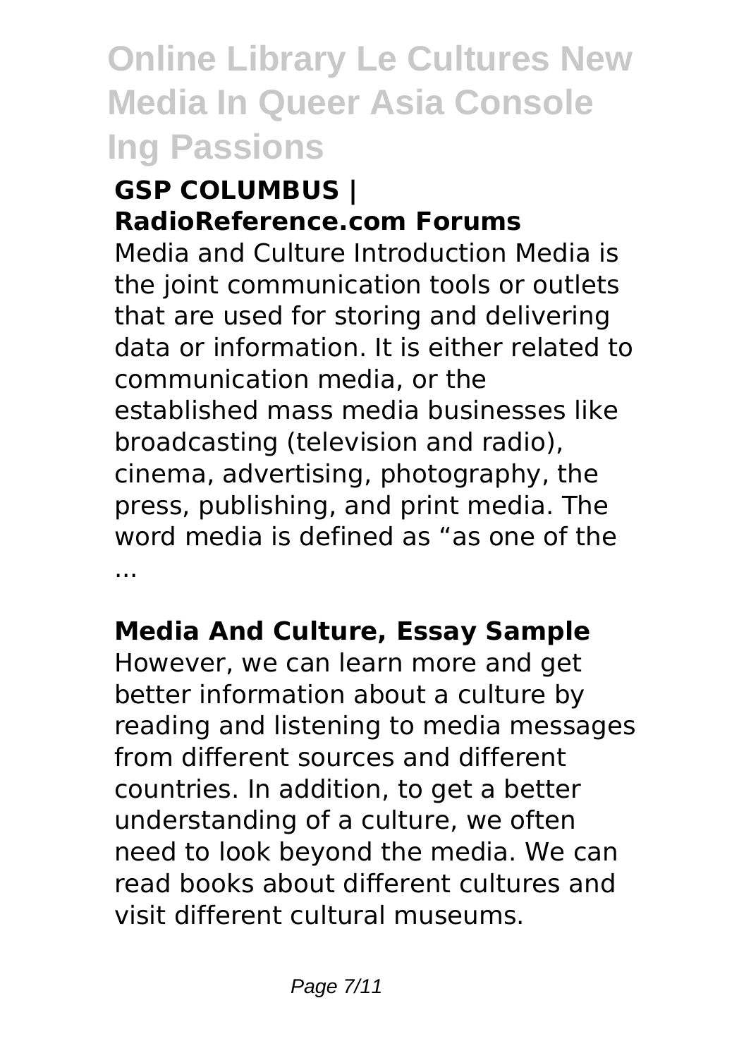### GSP COLUMBUS | RadioReference.com Forums

Media and Culture Introduction Media is the joint communication tools or outlets that are used for storing and delivering data or information. It is either related to communication media, or the established mass media businesses like broadcasting (television and radio), cinema, advertising, photography, the press, publishing, and print media. The word media is defined as "as one of the ...

### Media And Culture, Essay Sample

However, we can learn more and get better information about a culture by reading and listening to media messages from different sources and different countries. In addition, to get a better understanding of a culture, we often need to look beyond the media. We can read books about different cultures and visit different cultural museums.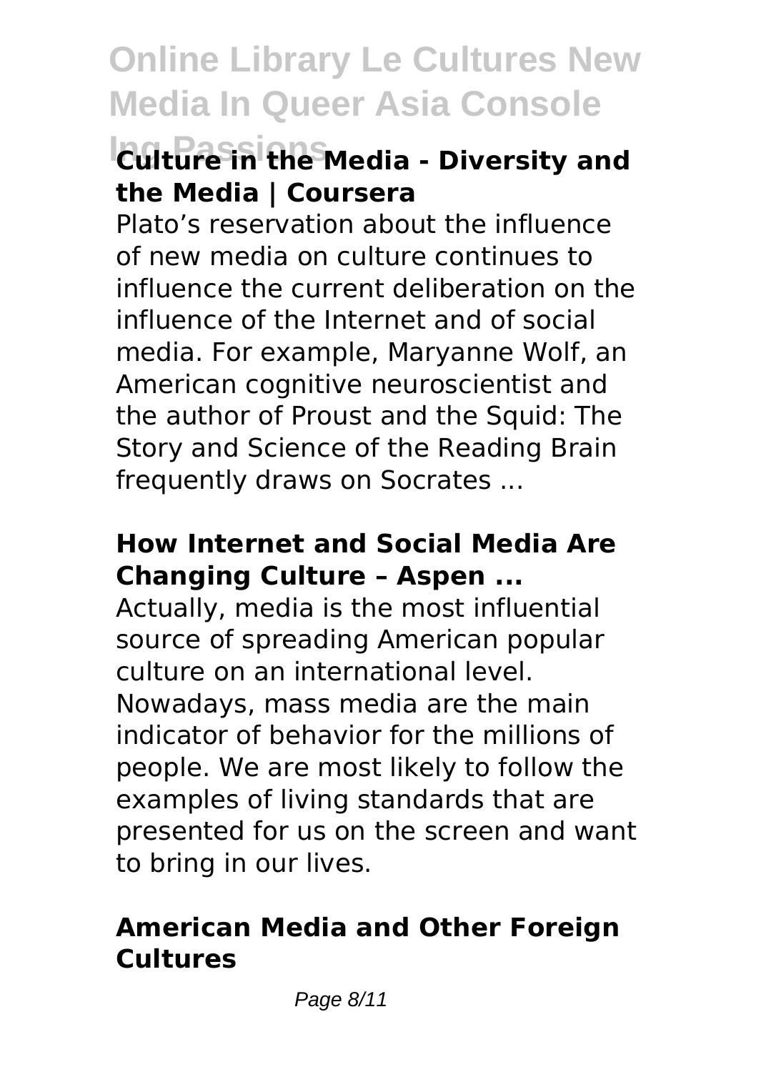## Culture in the Media - Diversity and the Media | Coursera

Plato's reservation about the influence of new media on culture continues to influence the current deliberation on the influence of the Internet and of social media. For example, Maryanne Wolf, an American cognitive neuroscientist and the author of Proust and the Squid: The Story and Science of the Reading Brain frequently draws on Socrates ...

## How Internet and Social Media Are Changing Culture – Aspen ...

Actually, media is the most influential source of spreading American popular culture on an international level. Nowadays, mass media are the main indicator of behavior for the millions of people. We are most likely to follow the examples of living standards that are presented for us on the screen and want to bring in our lives.

## American Media and Other Foreign Cultures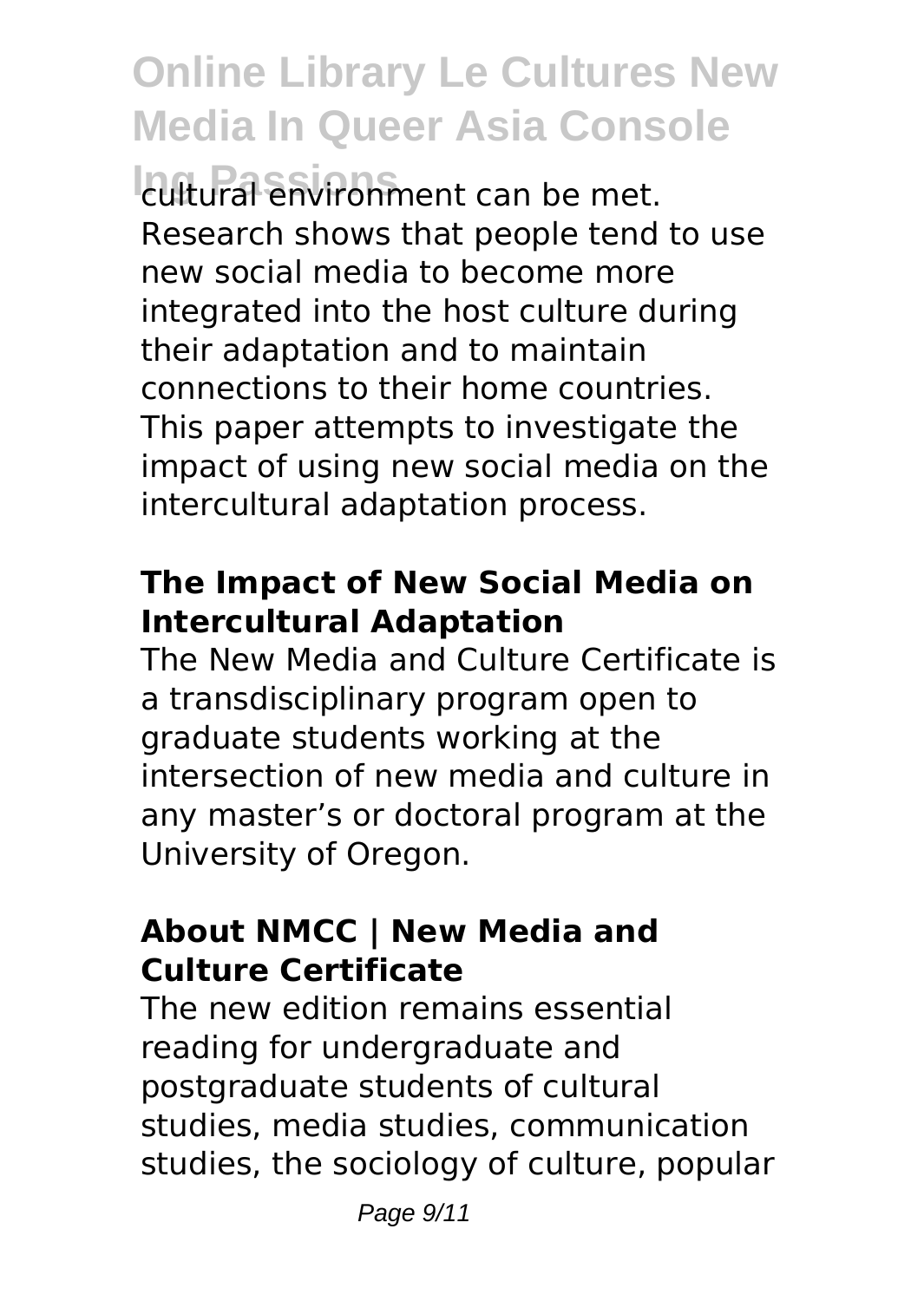cultural environment can be met. Research shows that people tend to use new social media to become more integrated into the host culture during their adaptation and to maintain connections to their home countries. This paper attempts to investigate the impact of using new social media on the intercultural adaptation process.

## The Impact of New Social Media on Intercultural Adaptation

The New Media and Culture Certificate is a transdisciplinary program open to graduate students working at the intersection of new media and culture in any master's or doctoral program at the University of Oregon.

## About NMCC | New Media and Culture Certificate

The new edition remains essential reading for undergraduate and postgraduate students of cultural studies, media studies, communication studies, the sociology of culture, popular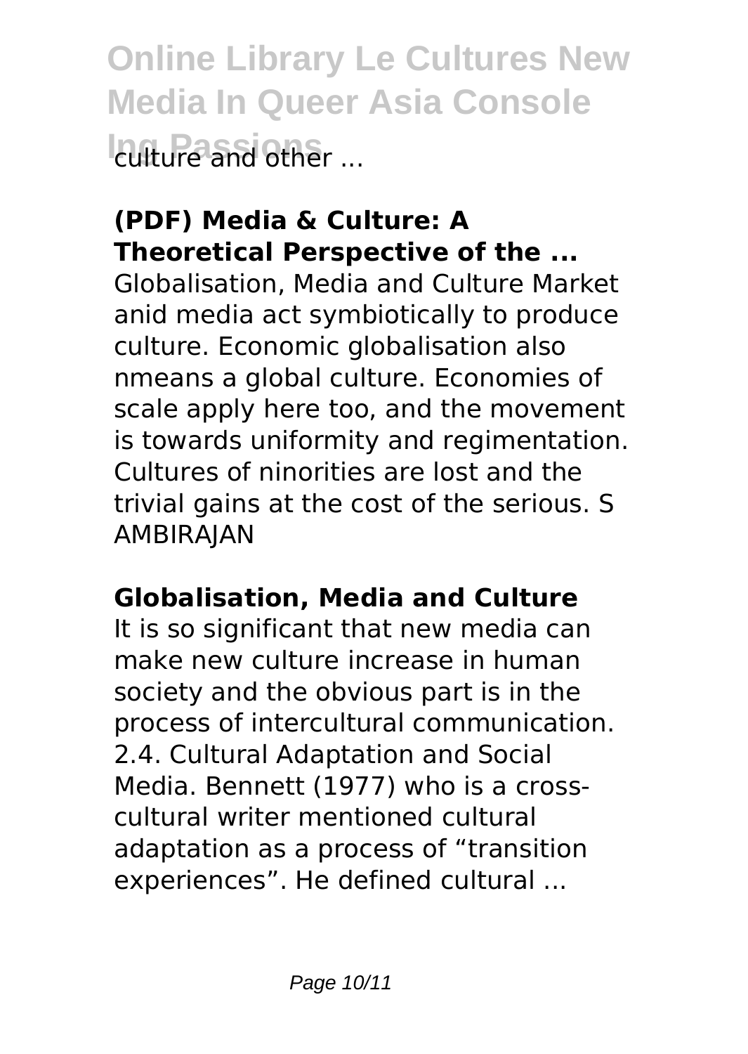culture and other ...

**(PDF) Media & Culture: A Theoretical Perspective of the ...**

Globalisation, Media and Culture Market anid media act symbiotically to produce culture. Economic globalisation also nmeans a global culture. Economies of scale apply here too, and the movement is towards uniformity and regimentation. Cultures of ninorities are lost and the trivial gains at the cost of the serious. S AMBIRAJAN

**Globalisation, Media and Culture**

It is so significant that new media can make new culture increase in human society and the obvious part is in the process of intercultural communication. 2.4. Cultural Adaptation and Social Media. Bennett (1977) who is a cross-cultural writer mentioned cultural adaptation as a process of "transition experiences". He defined cultural ...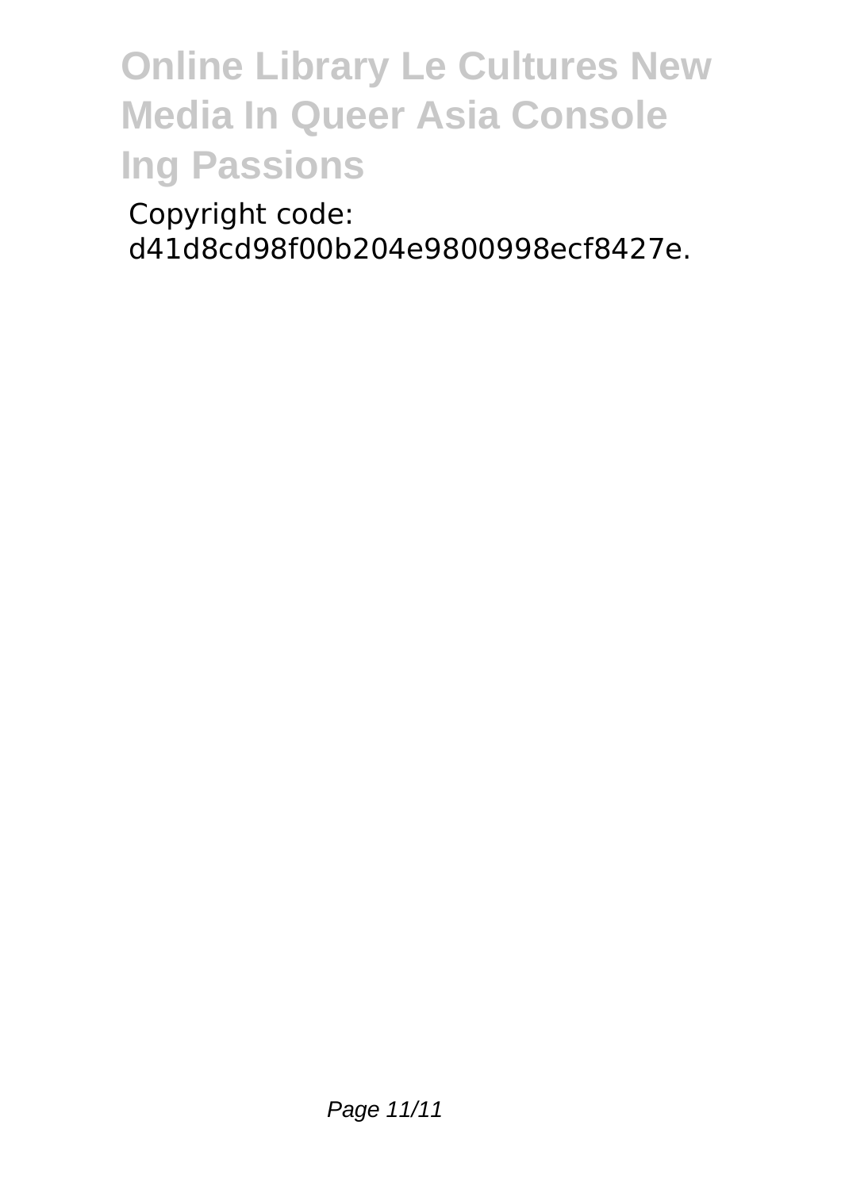Copyright code: d41d8cd98f00b204e9800998ecf8427e.